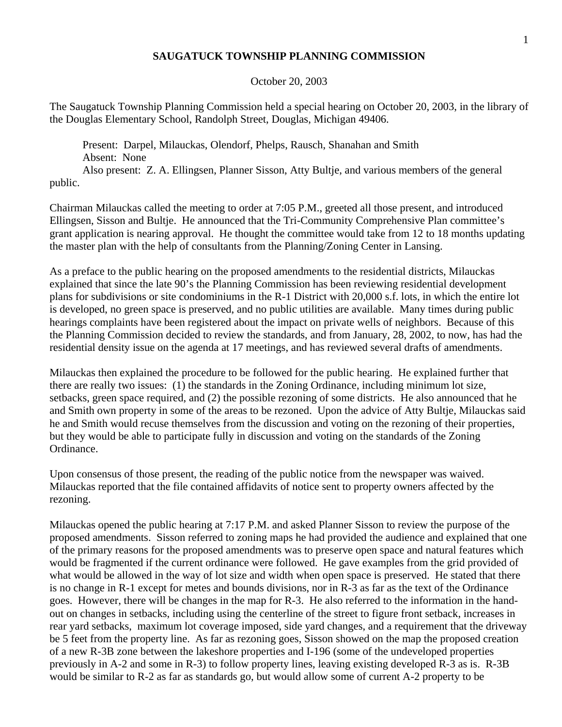# SAUGATUCK TOWNSHIP PLANNING COMMISSION

October 20, 2003

The Saugatuck Township Planning Commission held a special hearing on October 20, 2003, in the library of the Douglas Elementary School, Randolph Street, Douglas, Michigan 49406.

Present: Darpel, Milauckas, Olendorf, Phelps, Rausch, Shanahan and Smith
Absent: None
Also present: Z. A. Ellingsen, Planner Sisson, Atty Bultje, and various members of the general public.

Chairman Milauckas called the meeting to order at 7:05 P.M., greeted all those present, and introduced Ellingsen, Sisson and Bultje. He announced that the Tri-Community Comprehensive Plan committee's grant application is nearing approval. He thought the committee would take from 12 to 18 months updating the master plan with the help of consultants from the Planning/Zoning Center in Lansing.

As a preface to the public hearing on the proposed amendments to the residential districts, Milauckas explained that since the late 90's the Planning Commission has been reviewing residential development plans for subdivisions or site condominiums in the R-1 District with 20,000 s.f. lots, in which the entire lot is developed, no green space is preserved, and no public utilities are available. Many times during public hearings complaints have been registered about the impact on private wells of neighbors. Because of this the Planning Commission decided to review the standards, and from January, 28, 2002, to now, has had the residential density issue on the agenda at 17 meetings, and has reviewed several drafts of amendments.

Milauckas then explained the procedure to be followed for the public hearing. He explained further that there are really two issues: (1) the standards in the Zoning Ordinance, including minimum lot size, setbacks, green space required, and (2) the possible rezoning of some districts. He also announced that he and Smith own property in some of the areas to be rezoned. Upon the advice of Atty Bultje, Milauckas said he and Smith would recuse themselves from the discussion and voting on the rezoning of their properties, but they would be able to participate fully in discussion and voting on the standards of the Zoning Ordinance.

Upon consensus of those present, the reading of the public notice from the newspaper was waived. Milauckas reported that the file contained affidavits of notice sent to property owners affected by the rezoning.

Milauckas opened the public hearing at 7:17 P.M. and asked Planner Sisson to review the purpose of the proposed amendments. Sisson referred to zoning maps he had provided the audience and explained that one of the primary reasons for the proposed amendments was to preserve open space and natural features which would be fragmented if the current ordinance were followed. He gave examples from the grid provided of what would be allowed in the way of lot size and width when open space is preserved. He stated that there is no change in R-1 except for metes and bounds divisions, nor in R-3 as far as the text of the Ordinance goes. However, there will be changes in the map for R-3. He also referred to the information in the hand-out on changes in setbacks, including using the centerline of the street to figure front setback, increases in rear yard setbacks, maximum lot coverage imposed, side yard changes, and a requirement that the driveway be 5 feet from the property line. As far as rezoning goes, Sisson showed on the map the proposed creation of a new R-3B zone between the lakeshore properties and I-196 (some of the undeveloped properties previously in A-2 and some in R-3) to follow property lines, leaving existing developed R-3 as is. R-3B would be similar to R-2 as far as standards go, but would allow some of current A-2 property to be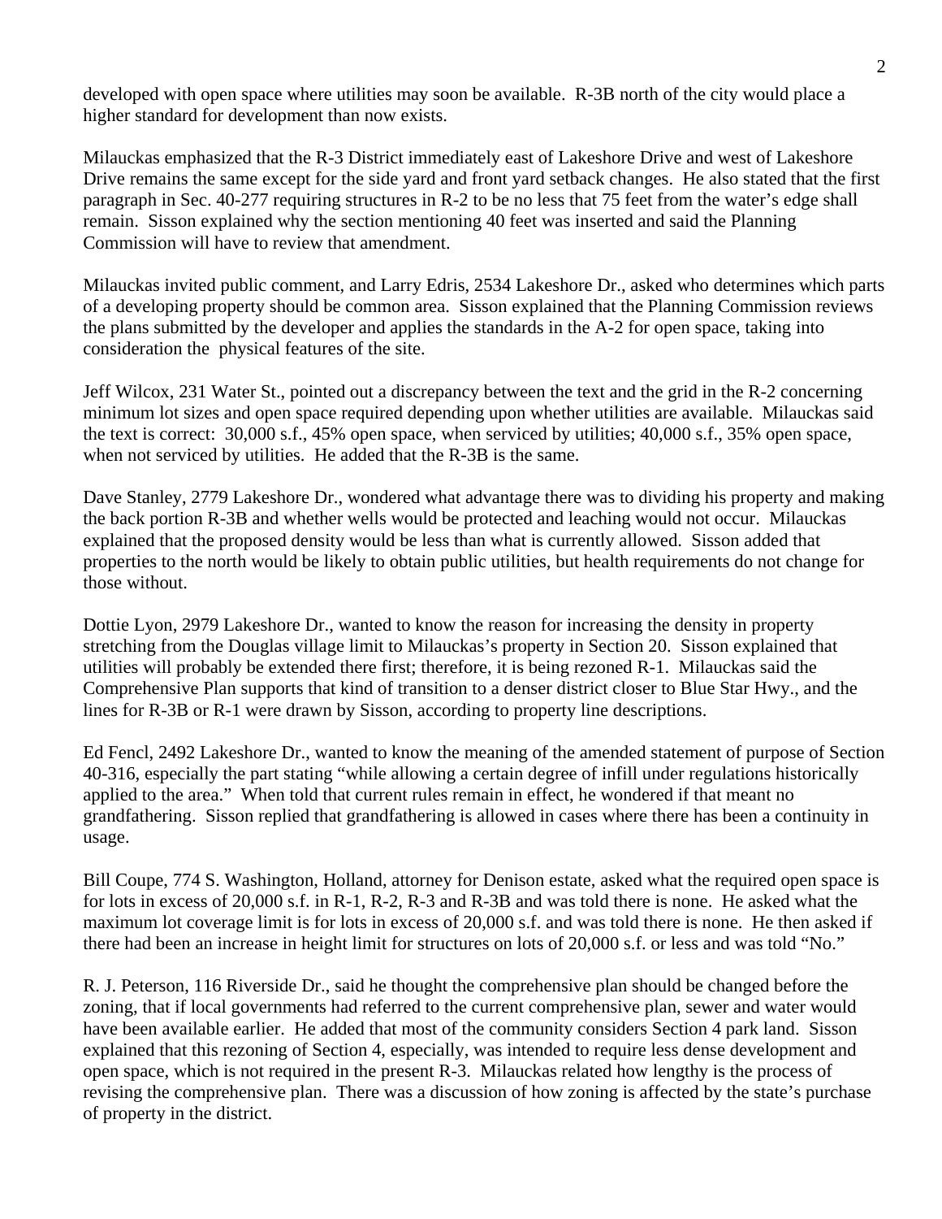developed with open space where utilities may soon be available. R-3B north of the city would place a higher standard for development than now exists.

Milauckas emphasized that the R-3 District immediately east of Lakeshore Drive and west of Lakeshore Drive remains the same except for the side yard and front yard setback changes. He also stated that the first paragraph in Sec. 40-277 requiring structures in R-2 to be no less that 75 feet from the water's edge shall remain. Sisson explained why the section mentioning 40 feet was inserted and said the Planning Commission will have to review that amendment.

Milauckas invited public comment, and Larry Edris, 2534 Lakeshore Dr., asked who determines which parts of a developing property should be common area. Sisson explained that the Planning Commission reviews the plans submitted by the developer and applies the standards in the A-2 for open space, taking into consideration the physical features of the site.

Jeff Wilcox, 231 Water St., pointed out a discrepancy between the text and the grid in the R-2 concerning minimum lot sizes and open space required depending upon whether utilities are available. Milauckas said the text is correct: 30,000 s.f., 45% open space, when serviced by utilities; 40,000 s.f., 35% open space, when not serviced by utilities. He added that the R-3B is the same.

Dave Stanley, 2779 Lakeshore Dr., wondered what advantage there was to dividing his property and making the back portion R-3B and whether wells would be protected and leaching would not occur. Milauckas explained that the proposed density would be less than what is currently allowed. Sisson added that properties to the north would be likely to obtain public utilities, but health requirements do not change for those without.

Dottie Lyon, 2979 Lakeshore Dr., wanted to know the reason for increasing the density in property stretching from the Douglas village limit to Milauckas's property in Section 20. Sisson explained that utilities will probably be extended there first; therefore, it is being rezoned R-1. Milauckas said the Comprehensive Plan supports that kind of transition to a denser district closer to Blue Star Hwy., and the lines for R-3B or R-1 were drawn by Sisson, according to property line descriptions.

Ed Fencl, 2492 Lakeshore Dr., wanted to know the meaning of the amended statement of purpose of Section 40-316, especially the part stating "while allowing a certain degree of infill under regulations historically applied to the area." When told that current rules remain in effect, he wondered if that meant no grandfathering. Sisson replied that grandfathering is allowed in cases where there has been a continuity in usage.

Bill Coupe, 774 S. Washington, Holland, attorney for Denison estate, asked what the required open space is for lots in excess of 20,000 s.f. in R-1, R-2, R-3 and R-3B and was told there is none. He asked what the maximum lot coverage limit is for lots in excess of 20,000 s.f. and was told there is none. He then asked if there had been an increase in height limit for structures on lots of 20,000 s.f. or less and was told "No."

R. J. Peterson, 116 Riverside Dr., said he thought the comprehensive plan should be changed before the zoning, that if local governments had referred to the current comprehensive plan, sewer and water would have been available earlier. He added that most of the community considers Section 4 park land. Sisson explained that this rezoning of Section 4, especially, was intended to require less dense development and open space, which is not required in the present R-3. Milauckas related how lengthy is the process of revising the comprehensive plan. There was a discussion of how zoning is affected by the state's purchase of property in the district.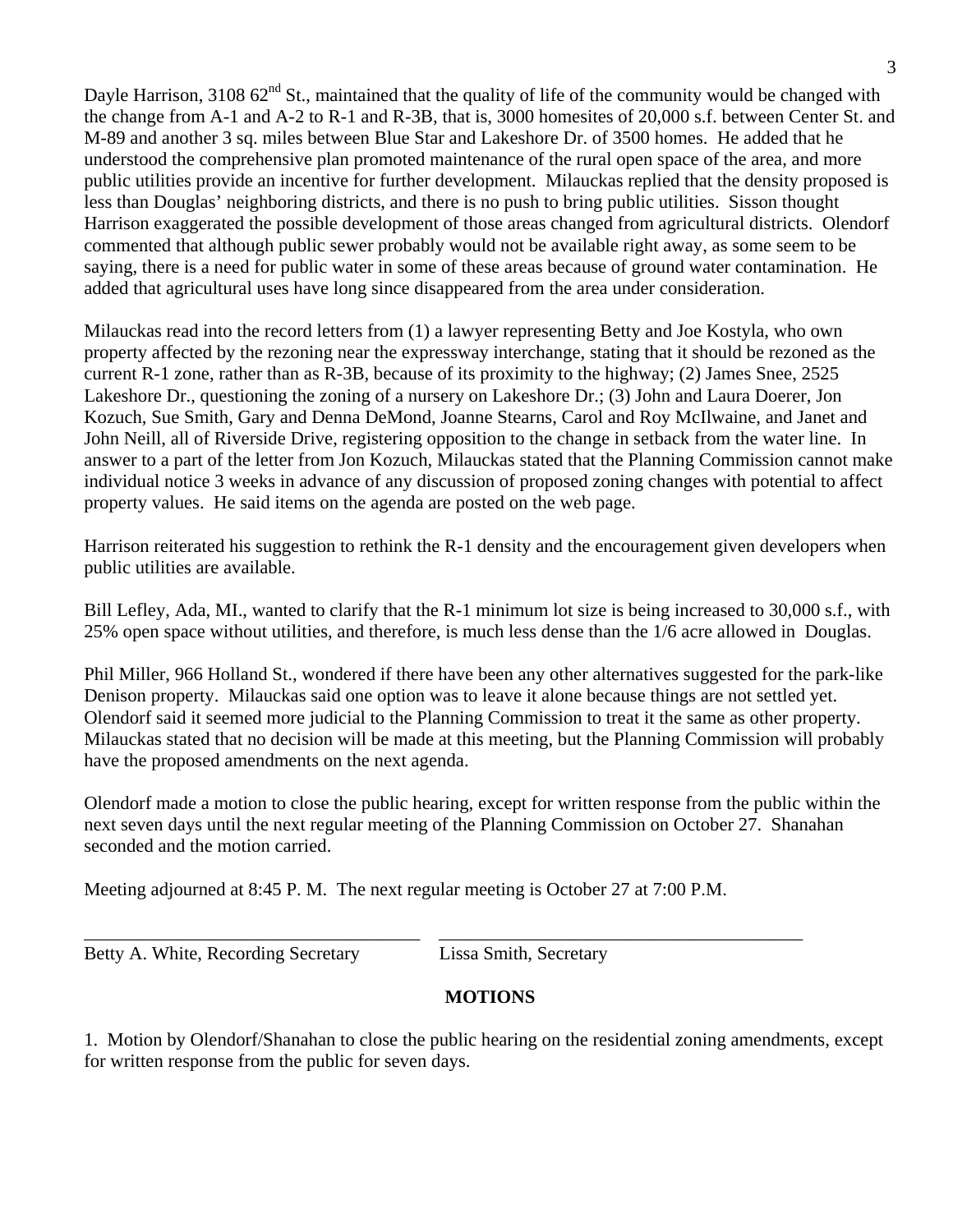Dayle Harrison, 3108 62nd St., maintained that the quality of life of the community would be changed with the change from A-1 and A-2 to R-1 and R-3B, that is, 3000 homesites of 20,000 s.f. between Center St. and M-89 and another 3 sq. miles between Blue Star and Lakeshore Dr. of 3500 homes. He added that he understood the comprehensive plan promoted maintenance of the rural open space of the area, and more public utilities provide an incentive for further development. Milauckas replied that the density proposed is less than Douglas' neighboring districts, and there is no push to bring public utilities. Sisson thought Harrison exaggerated the possible development of those areas changed from agricultural districts. Olendorf commented that although public sewer probably would not be available right away, as some seem to be saying, there is a need for public water in some of these areas because of ground water contamination. He added that agricultural uses have long since disappeared from the area under consideration.

Milauckas read into the record letters from (1) a lawyer representing Betty and Joe Kostyla, who own property affected by the rezoning near the expressway interchange, stating that it should be rezoned as the current R-1 zone, rather than as R-3B, because of its proximity to the highway; (2) James Snee, 2525 Lakeshore Dr., questioning the zoning of a nursery on Lakeshore Dr.; (3) John and Laura Doerer, Jon Kozuch, Sue Smith, Gary and Denna DeMond, Joanne Stearns, Carol and Roy McIlwaine, and Janet and John Neill, all of Riverside Drive, registering opposition to the change in setback from the water line. In answer to a part of the letter from Jon Kozuch, Milauckas stated that the Planning Commission cannot make individual notice 3 weeks in advance of any discussion of proposed zoning changes with potential to affect property values. He said items on the agenda are posted on the web page.

Harrison reiterated his suggestion to rethink the R-1 density and the encouragement given developers when public utilities are available.

Bill Lefley, Ada, MI., wanted to clarify that the R-1 minimum lot size is being increased to 30,000 s.f., with 25% open space without utilities, and therefore, is much less dense than the 1/6 acre allowed in Douglas.

Phil Miller, 966 Holland St., wondered if there have been any other alternatives suggested for the park-like Denison property. Milauckas said one option was to leave it alone because things are not settled yet. Olendorf said it seemed more judicial to the Planning Commission to treat it the same as other property. Milauckas stated that no decision will be made at this meeting, but the Planning Commission will probably have the proposed amendments on the next agenda.

Olendorf made a motion to close the public hearing, except for written response from the public within the next seven days until the next regular meeting of the Planning Commission on October 27. Shanahan seconded and the motion carried.

Meeting adjourned at 8:45 P. M. The next regular meeting is October 27 at 7:00 P.M.

____________________________________ ________________________________________

Betty A. White, Recording Secretary Lissa Smith, Secretary

**MOTIONS**

1. Motion by Olendorf/Shanahan to close the public hearing on the residential zoning amendments, except for written response from the public for seven days.